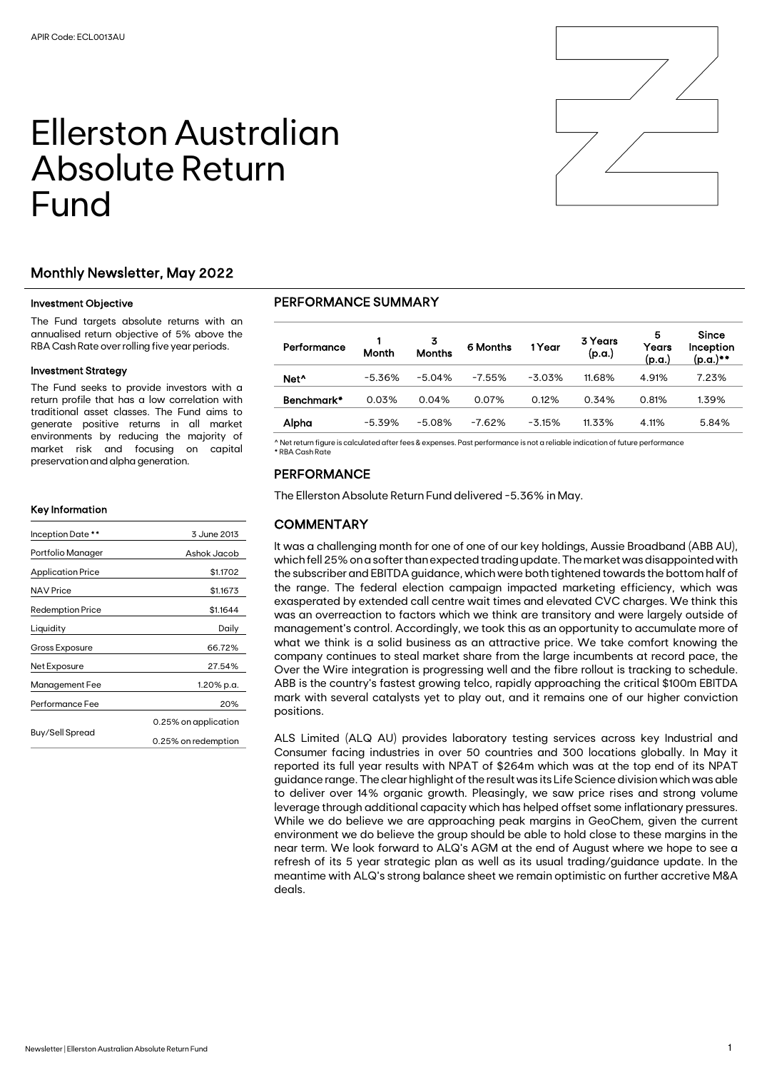APIR Code: ECL0013AU

# Ellerston Australian Absolute Return Fund

## Monthly Newsletter, May 2022

### Investment Objective

The Fund targets absolute returns with an annualised return objective of 5% above the RBA Cash Rate over rolling five year periods.

### Investment Strategy

The Fund seeks to provide investors with a return profile that has a low correlation with traditional asset classes. The Fund aims to generate positive returns in all market environments by reducing the majority of market risk and focusing on capital preservation and alpha generation.

### Key Information

| | |
|---|---|
| Inception Date ** | 3 June 2013 |
| Portfolio Manager | Ashok Jacob |
| Application Price | $1.1702 |
| NAV Price | $1.1673 |
| Redemption Price | $1.1644 |
| Liquidity | Daily |
| Gross Exposure | 66.72% |
| Net Exposure | 27.54% |
| Management Fee | 1.20% p.a. |
| Performance Fee | 20% |
| Buy/Sell Spread | 0.25% on application<br>0.25% on redemption |

## PERFORMANCE SUMMARY

| Performance | 1 Month | 3 Months | 6 Months | 1 Year | 3 Years (p.a.) | 5 Years (p.a.) | Since Inception (p.a.)** |
|---|---|---|---|---|---|---|---|
| Net^ | -5.36% | -5.04% | -7.55% | -3.03% | 11.68% | 4.91% | 7.23% |
| Benchmark* | 0.03% | 0.04% | 0.07% | 0.12% | 0.34% | 0.81% | 1.39% |
| Alpha | -5.39% | -5.08% | -7.62% | -3.15% | 11.33% | 4.11% | 5.84% |

^ Net return figure is calculated after fees & expenses. Past performance is not a reliable indication of future performance
* RBA Cash Rate

## PERFORMANCE

The Ellerston Absolute Return Fund delivered -5.36% in May.

## COMMENTARY

It was a challenging month for one of one of our key holdings, Aussie Broadband (ABB AU), which fell 25% on a softer than expected trading update. The market was disappointed with the subscriber and EBITDA guidance, which were both tightened towards the bottom half of the range. The federal election campaign impacted marketing efficiency, which was exasperated by extended call centre wait times and elevated CVC charges. We think this was an overreaction to factors which we think are transitory and were largely outside of management's control. Accordingly, we took this as an opportunity to accumulate more of what we think is a solid business as an attractive price. We take comfort knowing the company continues to steal market share from the large incumbents at record pace, the Over the Wire integration is progressing well and the fibre rollout is tracking to schedule. ABB is the country's fastest growing telco, rapidly approaching the critical $100m EBITDA mark with several catalysts yet to play out, and it remains one of our higher conviction positions.

ALS Limited (ALQ AU) provides laboratory testing services across key Industrial and Consumer facing industries in over 50 countries and 300 locations globally. In May it reported its full year results with NPAT of $264m which was at the top end of its NPAT guidance range. The clear highlight of the result was its Life Science division which was able to deliver over 14% organic growth. Pleasingly, we saw price rises and strong volume leverage through additional capacity which has helped offset some inflationary pressures. While we do believe we are approaching peak margins in GeoChem, given the current environment we do believe the group should be able to hold close to these margins in the near term. We look forward to ALQ's AGM at the end of August where we hope to see a refresh of its 5 year strategic plan as well as its usual trading/guidance update. In the meantime with ALQ's strong balance sheet we remain optimistic on further accretive M&A deals.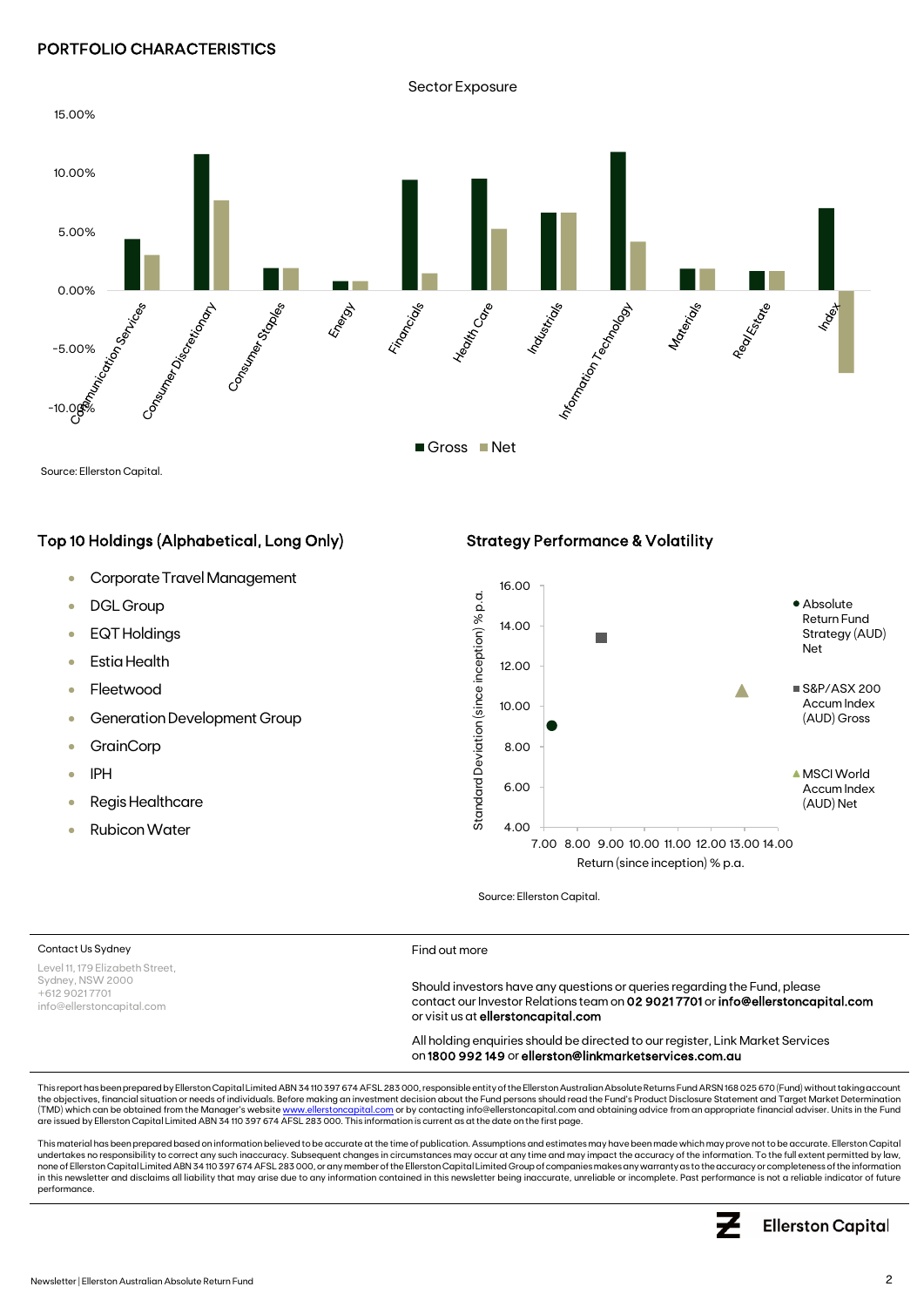## PORTFOLIO CHARACTERISTICS

Sector Exposure

15.00%
10.00%
5.00%
0.00%
-5.00%
-10.00%

Communication Services
Consumer Discretionary
Consumer Staples
Energy
Financials
Health Care
Industrials
Information Technology
Materials
Real Estate
Index

Gross ■ Net

Source: Ellerston Capital.

### Top 10 Holdings (Alphabetical, Long Only)

- Corporate Travel Management
- DGL Group
- EQT Holdings
- Estia Health
- Fleetwood
- Generation Development Group
- GrainCorp
- IPH
- Regis Healthcare
- Rubicon Water

### Strategy Performance & Volatility

Standard Deviation (since inception) % p.a.

16.00
14.00
12.00
10.00
8.00
6.00
4.00

7.00 8.00 9.00 10.00 11.00 12.00 13.00 14.00

Return (since inception) % p.a.

● Absolute Return Fund Strategy (AUD) Net
■ S&P/ASX 200 Accum Index (AUD) Gross
▲ MSCI World Accum Index (AUD) Net

Source: Ellerston Capital.

Contact Us Sydney

Level 11, 179 Elizabeth Street,
Sydney, NSW 2000
+612 9021 7701
info@ellerstoncapital.com

Find out more

Should investors have any questions or queries regarding the Fund, please contact our Investor Relations team on **02 9021 7701** or **info@ellerstoncapital.com** or visit us at **ellerstoncapital.com**

All holding enquiries should be directed to our register, Link Market Services on **1800 992 149** or **ellerston@linkmarketservices.com.au**

This report has been prepared by Ellerston Capital Limited ABN 34 110 397 674 AFSL 283 000, responsible entity of the Ellerston Australian Absolute Returns Fund ARSN 168 025 670 (Fund) without taking account the objectives, financial situation or needs of individuals. Before making an investment decision about the Fund persons should read the Fund's Product Disclosure Statement and Target Market Determination (TMD) which can be obtained from the Manager's website www.ellerstoncapital.com or by contacting info@ellerstoncapital.com and obtaining advice from an appropriate financial adviser. Units in the Fund are issued by Ellerston Capital Limited ABN 34 110 397 674 AFSL 283 000. This information is current as at the date on the first page.

This material has been prepared based on information believed to be accurate at the time of publication. Assumptions and estimates may have been made which may prove not to be accurate. Ellerston Capital undertakes no responsibility to correct any such inaccuracy. Subsequent changes in circumstances may occur at any time and may impact the accuracy of the information. To the full extent permitted by law, none of Ellerston Capital Limited ABN 34 110 397 674 AFSL 283 000, or any member of the Ellerston Capital Limited Group of companies makes any warranty as to the accuracy or completeness of the information in this newsletter and disclaims all liability that may arise due to any information contained in this newsletter being inaccurate, unreliable or incomplete. Past performance is not a reliable indicator of future performance.

Ellerston Capital